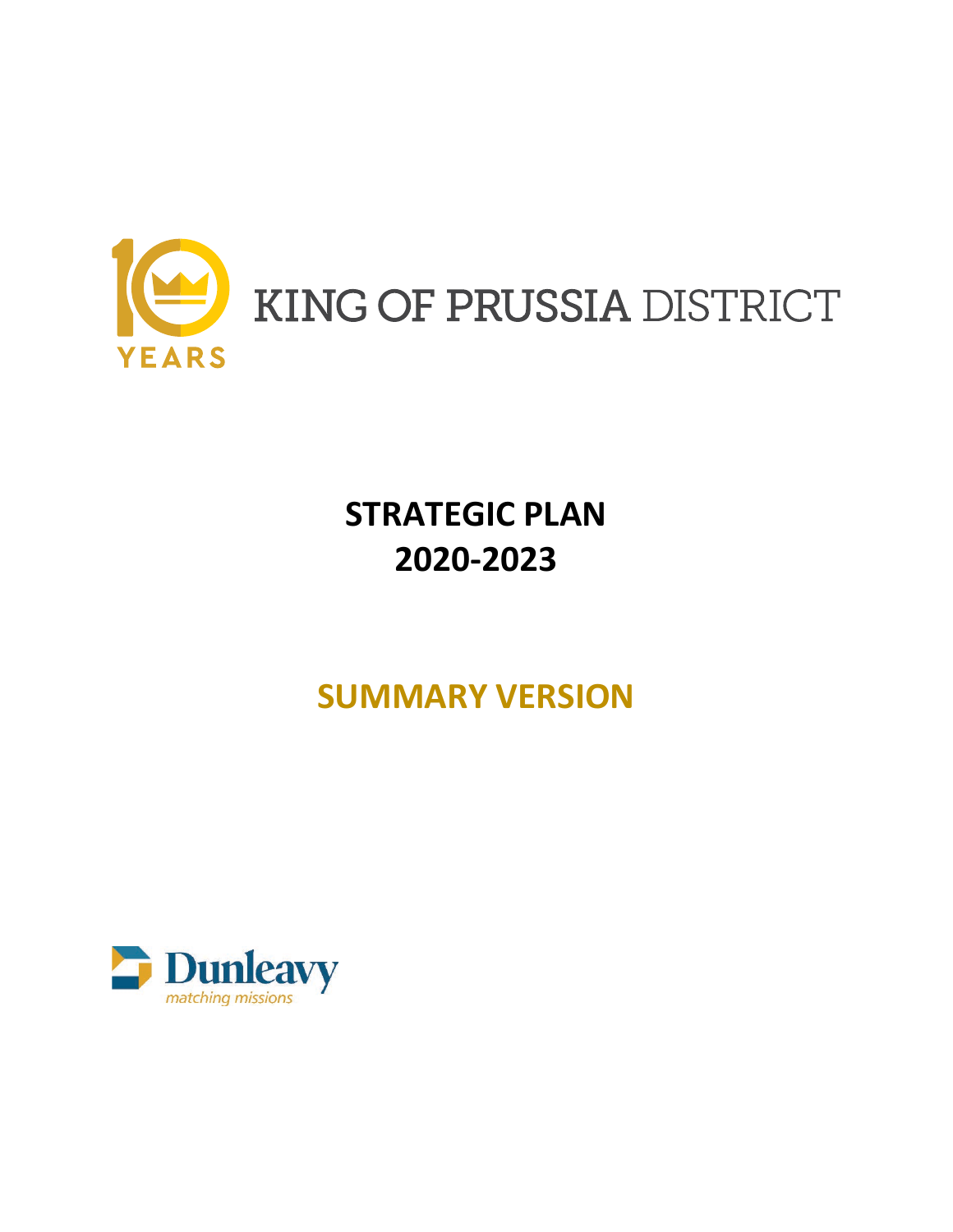KING OF PRUSSIA DISTRICT

10 YEARS

# STRATEGIC PLAN 2020-2023

## SUMMARY VERSION

Dunleavy

matching missions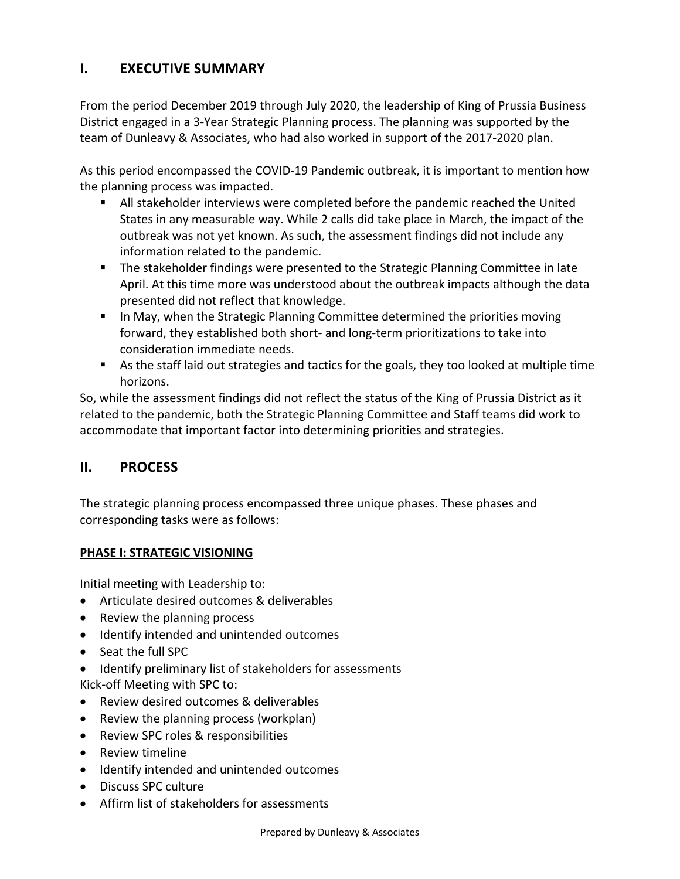## I. EXECUTIVE SUMMARY

From the period December 2019 through July 2020, the leadership of King of Prussia Business District engaged in a 3-Year Strategic Planning process. The planning was supported by the team of Dunleavy & Associates, who had also worked in support of the 2017-2020 plan.

As this period encompassed the COVID-19 Pandemic outbreak, it is important to mention how the planning process was impacted.

- All stakeholder interviews were completed before the pandemic reached the United States in any measurable way. While 2 calls did take place in March, the impact of the outbreak was not yet known. As such, the assessment findings did not include any information related to the pandemic.
- The stakeholder findings were presented to the Strategic Planning Committee in late April. At this time more was understood about the outbreak impacts although the data presented did not reflect that knowledge.
- In May, when the Strategic Planning Committee determined the priorities moving forward, they established both short- and long-term prioritizations to take into consideration immediate needs.
- As the staff laid out strategies and tactics for the goals, they too looked at multiple time horizons.

So, while the assessment findings did not reflect the status of the King of Prussia District as it related to the pandemic, both the Strategic Planning Committee and Staff teams did work to accommodate that important factor into determining priorities and strategies.

## II. PROCESS

The strategic planning process encompassed three unique phases. These phases and corresponding tasks were as follows:

**PHASE I: STRATEGIC VISIONING**

Initial meeting with Leadership to:

- Articulate desired outcomes & deliverables
- Review the planning process
- Identify intended and unintended outcomes
- Seat the full SPC
- Identify preliminary list of stakeholders for assessments

Kick-off Meeting with SPC to:

- Review desired outcomes & deliverables
- Review the planning process (workplan)
- Review SPC roles & responsibilities
- Review timeline
- Identify intended and unintended outcomes
- Discuss SPC culture
- Affirm list of stakeholders for assessments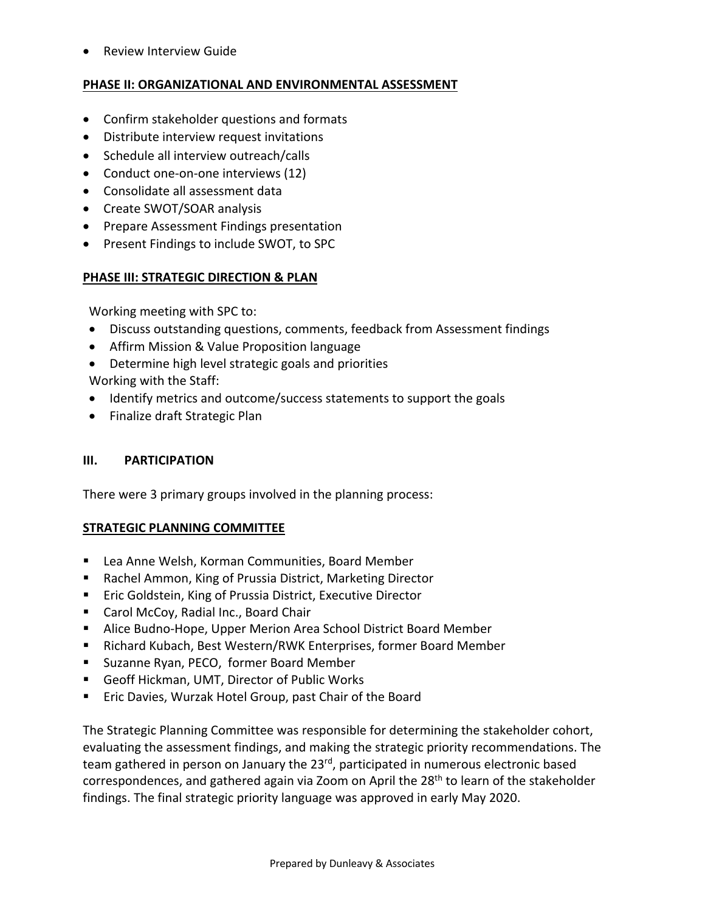- Review Interview Guide

**PHASE II: ORGANIZATIONAL AND ENVIRONMENTAL ASSESSMENT**

- Confirm stakeholder questions and formats
- Distribute interview request invitations
- Schedule all interview outreach/calls
- Conduct one-on-one interviews (12)
- Consolidate all assessment data
- Create SWOT/SOAR analysis
- Prepare Assessment Findings presentation
- Present Findings to include SWOT, to SPC

**PHASE III: STRATEGIC DIRECTION & PLAN**

Working meeting with SPC to:

- Discuss outstanding questions, comments, feedback from Assessment findings
- Affirm Mission & Value Proposition language
- Determine high level strategic goals and priorities

Working with the Staff:

- Identify metrics and outcome/success statements to support the goals
- Finalize draft Strategic Plan

## III. PARTICIPATION

There were 3 primary groups involved in the planning process:

**STRATEGIC PLANNING COMMITTEE**

- Lea Anne Welsh, Korman Communities, Board Member
- Rachel Ammon, King of Prussia District, Marketing Director
- Eric Goldstein, King of Prussia District, Executive Director
- Carol McCoy, Radial Inc., Board Chair
- Alice Budno-Hope, Upper Merion Area School District Board Member
- Richard Kubach, Best Western/RWK Enterprises, former Board Member
- Suzanne Ryan, PECO, former Board Member
- Geoff Hickman, UMT, Director of Public Works
- Eric Davies, Wurzak Hotel Group, past Chair of the Board

The Strategic Planning Committee was responsible for determining the stakeholder cohort, evaluating the assessment findings, and making the strategic priority recommendations. The team gathered in person on January the 23rd, participated in numerous electronic based correspondences, and gathered again via Zoom on April the 28th to learn of the stakeholder findings. The final strategic priority language was approved in early May 2020.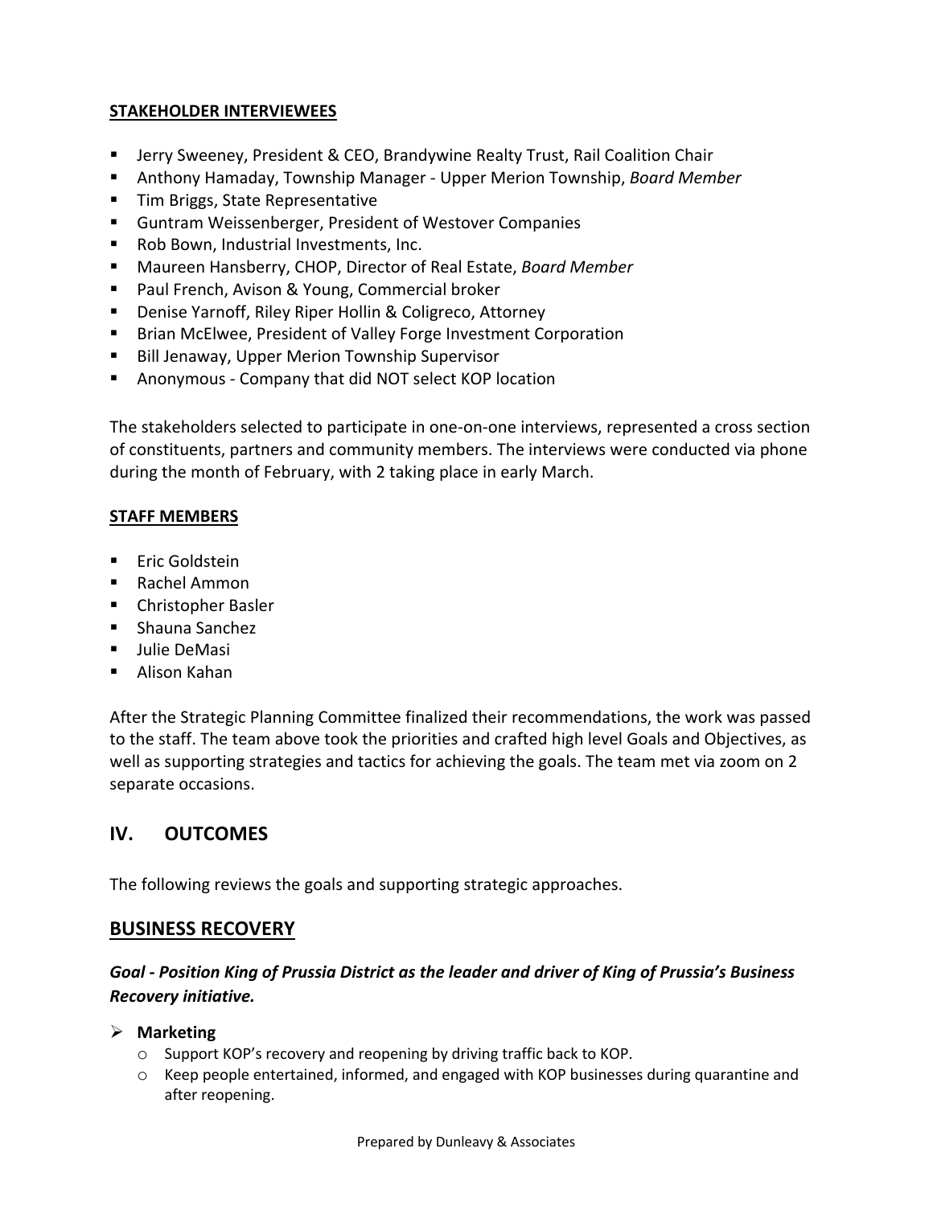**STAKEHOLDER INTERVIEWEES**

- Jerry Sweeney, President & CEO, Brandywine Realty Trust, Rail Coalition Chair
- Anthony Hamaday, Township Manager - Upper Merion Township, *Board Member*
- Tim Briggs, State Representative
- Guntram Weissenberger, President of Westover Companies
- Rob Bown, Industrial Investments, Inc.
- Maureen Hansberry, CHOP, Director of Real Estate, *Board Member*
- Paul French, Avison & Young, Commercial broker
- Denise Yarnoff, Riley Riper Hollin & Coligreco, Attorney
- Brian McElwee, President of Valley Forge Investment Corporation
- Bill Jenaway, Upper Merion Township Supervisor
- Anonymous - Company that did NOT select KOP location

The stakeholders selected to participate in one-on-one interviews, represented a cross section of constituents, partners and community members. The interviews were conducted via phone during the month of February, with 2 taking place in early March.

**STAFF MEMBERS**

- Eric Goldstein
- Rachel Ammon
- Christopher Basler
- Shauna Sanchez
- Julie DeMasi
- Alison Kahan

After the Strategic Planning Committee finalized their recommendations, the work was passed to the staff. The team above took the priorities and crafted high level Goals and Objectives, as well as supporting strategies and tactics for achieving the goals. The team met via zoom on 2 separate occasions.

## IV. OUTCOMES

The following reviews the goals and supporting strategic approaches.

## BUSINESS RECOVERY

### *Goal - Position King of Prussia District as the leader and driver of King of Prussia's Business Recovery initiative.*

- **Marketing**
  - Support KOP's recovery and reopening by driving traffic back to KOP.
  - Keep people entertained, informed, and engaged with KOP businesses during quarantine and after reopening.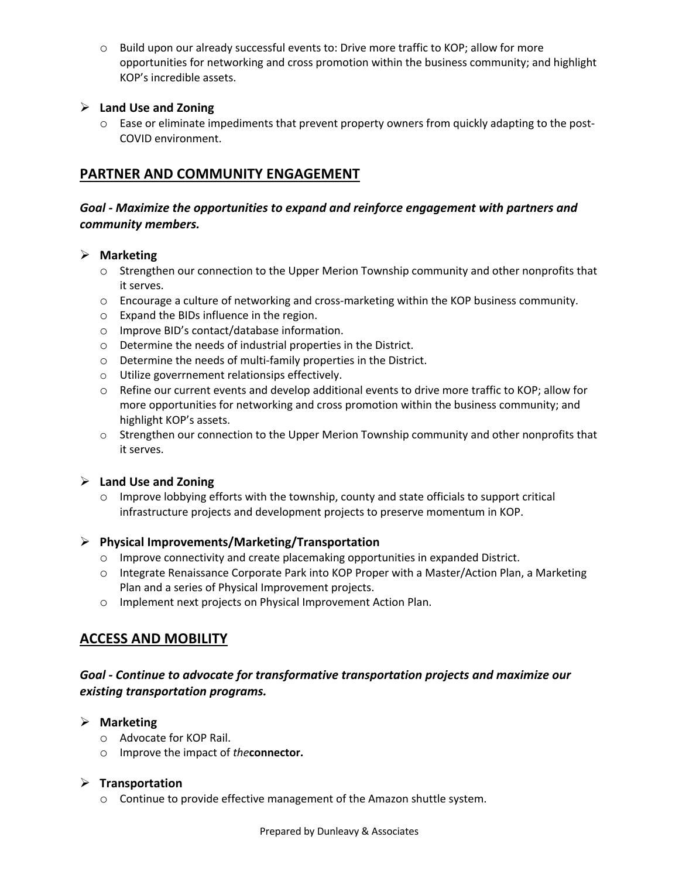- Build upon our already successful events to: Drive more traffic to KOP; allow for more opportunities for networking and cross promotion within the business community; and highlight KOP's incredible assets.

- **Land Use and Zoning**
  - Ease or eliminate impediments that prevent property owners from quickly adapting to the post-COVID environment.

## PARTNER AND COMMUNITY ENGAGEMENT

***Goal - Maximize the opportunities to expand and reinforce engagement with partners and community members.***

- **Marketing**
  - Strengthen our connection to the Upper Merion Township community and other nonprofits that it serves.
  - Encourage a culture of networking and cross-marketing within the KOP business community.
  - Expand the BIDs influence in the region.
  - Improve BID's contact/database information.
  - Determine the needs of industrial properties in the District.
  - Determine the needs of multi-family properties in the District.
  - Utilize goverrnement relationsips effectively.
  - Refine our current events and develop additional events to drive more traffic to KOP; allow for more opportunities for networking and cross promotion within the business community; and highlight KOP's assets.
  - Strengthen our connection to the Upper Merion Township community and other nonprofits that it serves.

- **Land Use and Zoning**
  - Improve lobbying efforts with the township, county and state officials to support critical infrastructure projects and development projects to preserve momentum in KOP.

- **Physical Improvements/Marketing/Transportation**
  - Improve connectivity and create placemaking opportunities in expanded District.
  - Integrate Renaissance Corporate Park into KOP Proper with a Master/Action Plan, a Marketing Plan and a series of Physical Improvement projects.
  - Implement next projects on Physical Improvement Action Plan.

## ACCESS AND MOBILITY

***Goal - Continue to advocate for transformative transportation projects and maximize our existing transportation programs.***

- **Marketing**
  - Advocate for KOP Rail.
  - Improve the impact of *the***connector.**

- **Transportation**
  - Continue to provide effective management of the Amazon shuttle system.

Prepared by Dunleavy & Associates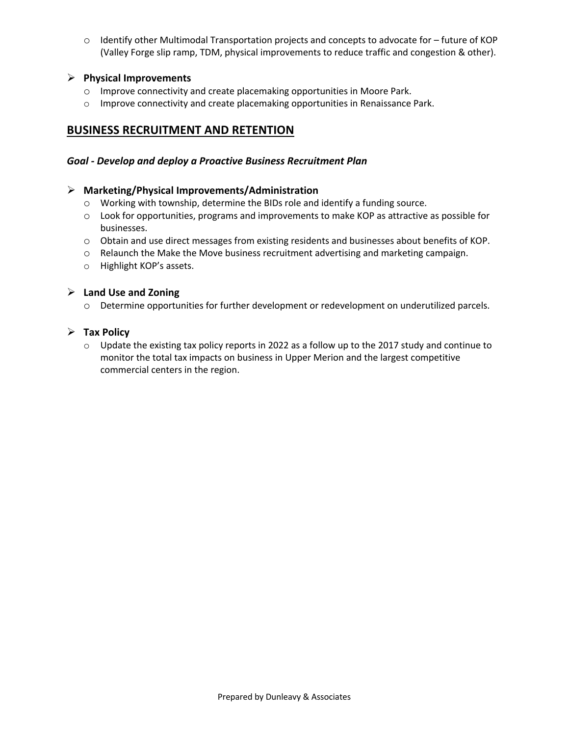- Identify other Multimodal Transportation projects and concepts to advocate for – future of KOP (Valley Forge slip ramp, TDM, physical improvements to reduce traffic and congestion & other).

- **Physical Improvements**
  - Improve connectivity and create placemaking opportunities in Moore Park.
  - Improve connectivity and create placemaking opportunities in Renaissance Park.

## BUSINESS RECRUITMENT AND RETENTION

***Goal - Develop and deploy a Proactive Business Recruitment Plan***

- **Marketing/Physical Improvements/Administration**
  - Working with township, determine the BIDs role and identify a funding source.
  - Look for opportunities, programs and improvements to make KOP as attractive as possible for businesses.
  - Obtain and use direct messages from existing residents and businesses about benefits of KOP.
  - Relaunch the Make the Move business recruitment advertising and marketing campaign.
  - Highlight KOP's assets.

- **Land Use and Zoning**
  - Determine opportunities for further development or redevelopment on underutilized parcels.

- **Tax Policy**
  - Update the existing tax policy reports in 2022 as a follow up to the 2017 study and continue to monitor the total tax impacts on business in Upper Merion and the largest competitive commercial centers in the region.